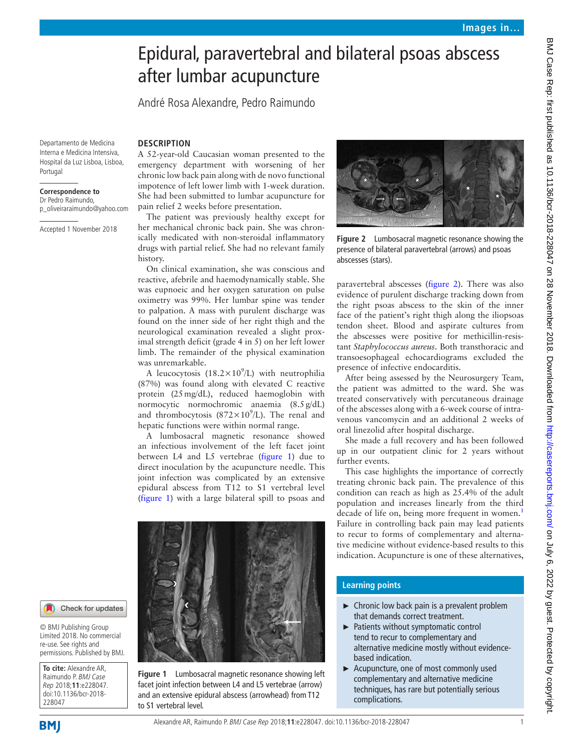# Epidural, paravertebral and bilateral psoas abscess after lumbar acupuncture

André Rosa Alexandre, Pedro Raimundo

Departamento de Medicina Interna e Medicina Intensiva, Hospital da Luz Lisboa, Lisboa, Portugal

**Correspondence to**
Dr Pedro Raimundo,
p_oliveiraraimundo@yahoo.com

Accepted 1 November 2018

© BMJ Publishing Group Limited 2018. No commercial re-use. See rights and permissions. Published by BMJ.

**To cite:** Alexandre AR, Raimundo P. *BMJ Case Rep* 2018;**11**:e228047. doi:10.1136/bcr-2018-228047

## DESCRIPTION

A 52-year-old Caucasian woman presented to the emergency department with worsening of her chronic low back pain along with de novo functional impotence of left lower limb with 1-week duration. She had been submitted to lumbar acupuncture for pain relief 2 weeks before presentation.

The patient was previously healthy except for her mechanical chronic back pain. She was chronically medicated with non-steroidal inflammatory drugs with partial relief. She had no relevant family history.

On clinical examination, she was conscious and reactive, afebrile and haemodynamically stable. She was eupnoeic and her oxygen saturation on pulse oximetry was 99%. Her lumbar spine was tender to palpation. A mass with purulent discharge was found on the inner side of her right thigh and the neurological examination revealed a slight proximal strength deficit (grade 4 in 5) on her left lower limb. The remainder of the physical examination was unremarkable.

A leucocytosis ($18.2\times10^9$/L) with neutrophilia (87%) was found along with elevated C reactive protein (25 mg/dL), reduced haemoglobin with normocytic normochromic anaemia (8.5 g/dL) and thrombocytosis ($872\times10^9$/L). The renal and hepatic functions were within normal range.

A lumbosacral magnetic resonance showed an infectious involvement of the left facet joint between L4 and L5 vertebrae (figure 1) due to direct inoculation by the acupuncture needle. This joint infection was complicated by an extensive epidural abscess from T12 to S1 vertebral level (figure 1) with a large bilateral spill to psoas and paravertebral abscesses (figure 2). There was also evidence of purulent discharge tracking down from the right psoas abscess to the skin of the inner face of the patient's right thigh along the iliopsoas tendon sheet. Blood and aspirate cultures from the abscesses were positive for methicillin-resistant *Staphylococcus aureus*. Both transthoracic and transoesophageal echocardiograms excluded the presence of infective endocarditis.

Figure 1 Lumbosacral magnetic resonance showing left facet joint infection between L4 and L5 vertebrae (arrow) and an extensive epidural abscess (arrowhead) from T12 to S1 vertebral level.

Figure 2 Lumbosacral magnetic resonance showing the presence of bilateral paravertebral (arrows) and psoas abscesses (stars).

After being assessed by the Neurosurgery Team, the patient was admitted to the ward. She was treated conservatively with percutaneous drainage of the abscesses along with a 6-week course of intravenous vancomycin and an additional 2 weeks of oral linezolid after hospital discharge.

She made a full recovery and has been followed up in our outpatient clinic for 2 years without further events.

This case highlights the importance of correctly treating chronic back pain. The prevalence of this condition can reach as high as 25.4% of the adult population and increases linearly from the third decade of life on, being more frequent in women.[1] Failure in controlling back pain may lead patients to recur to forms of complementary and alternative medicine without evidence-based results to this indication. Acupuncture is one of these alternatives,

### Learning points

- Chronic low back pain is a prevalent problem that demands correct treatment.
- Patients without symptomatic control tend to recur to complementary and alternative medicine mostly without evidence-based indication.
- Acupuncture, one of most commonly used complementary and alternative medicine techniques, has rare but potentially serious complications.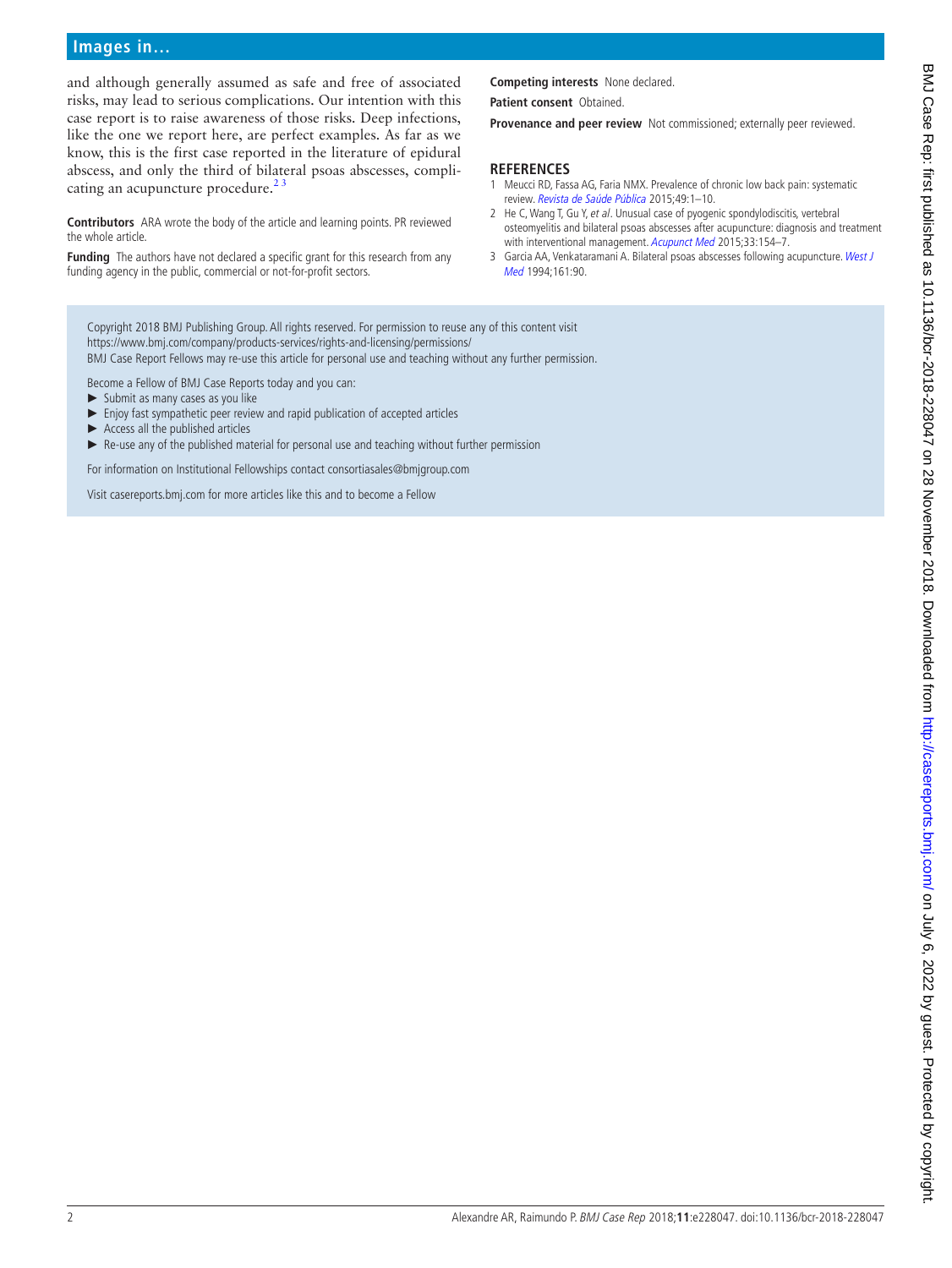and although generally assumed as safe and free of associated risks, may lead to serious complications. Our intention with this case report is to raise awareness of those risks. Deep infections, like the one we report here, are perfect examples. As far as we know, this is the first case reported in the literature of epidural abscess, and only the third of bilateral psoas abscesses, complicating an acupuncture procedure.[2 3]

**Contributors** ARA wrote the body of the article and learning points. PR reviewed the whole article.

**Funding** The authors have not declared a specific grant for this research from any funding agency in the public, commercial or not-for-profit sectors.

**Competing interests** None declared.

**Patient consent** Obtained.

**Provenance and peer review** Not commissioned; externally peer reviewed.

## REFERENCES

1. Meucci RD, Fassa AG, Faria NMX. Prevalence of chronic low back pain: systematic review. *Revista de Saúde Pública* 2015;49:1–10.
2. He C, Wang T, Gu Y, *et al*. Unusual case of pyogenic spondylodiscitis, vertebral osteomyelitis and bilateral psoas abscesses after acupuncture: diagnosis and treatment with interventional management. *Acupunct Med* 2015;33:154–7.
3. Garcia AA, Venkataramani A. Bilateral psoas abscesses following acupuncture. *West J Med* 1994;161:90.

Copyright 2018 BMJ Publishing Group. All rights reserved. For permission to reuse any of this content visit https://www.bmj.com/company/products-services/rights-and-licensing/permissions/
BMJ Case Report Fellows may re-use this article for personal use and teaching without any further permission.

Become a Fellow of BMJ Case Reports today and you can:

- Submit as many cases as you like
- Enjoy fast sympathetic peer review and rapid publication of accepted articles
- Access all the published articles
- Re-use any of the published material for personal use and teaching without further permission

For information on Institutional Fellowships contact consortiasales@bmjgroup.com

Visit casereports.bmj.com for more articles like this and to become a Fellow